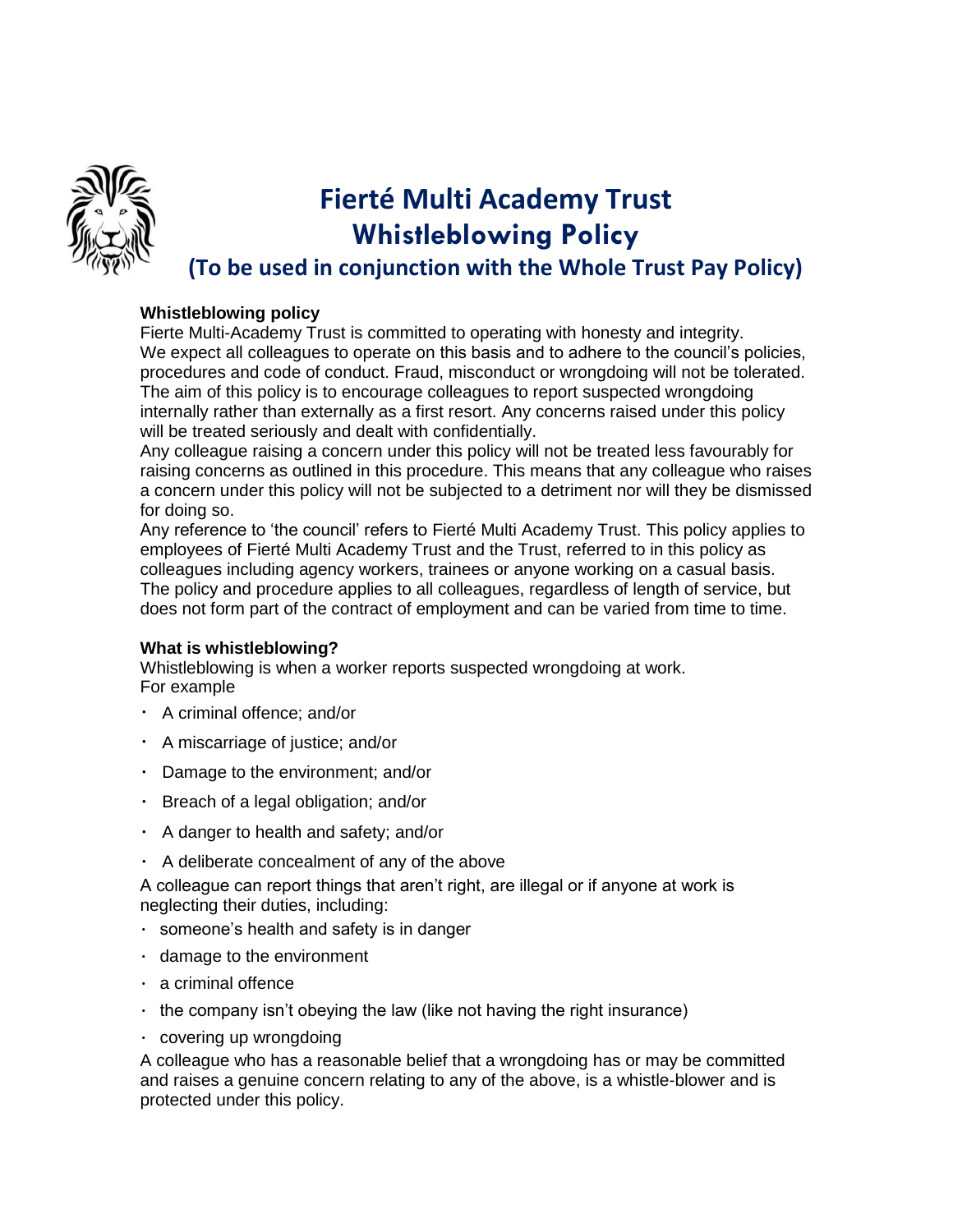# Fierté Multi Academy Trust
# Whistleblowing Policy
## (To be used in conjunction with the Whole Trust Pay Policy)

**Whistleblowing policy**

Fierte Multi-Academy Trust is committed to operating with honesty and integrity. We expect all colleagues to operate on this basis and to adhere to the council's policies, procedures and code of conduct. Fraud, misconduct or wrongdoing will not be tolerated. The aim of this policy is to encourage colleagues to report suspected wrongdoing internally rather than externally as a first resort. Any concerns raised under this policy will be treated seriously and dealt with confidentially.

Any colleague raising a concern under this policy will not be treated less favourably for raising concerns as outlined in this procedure. This means that any colleague who raises a concern under this policy will not be subjected to a detriment nor will they be dismissed for doing so.

Any reference to 'the council' refers to Fierté Multi Academy Trust. This policy applies to employees of Fierté Multi Academy Trust and the Trust, referred to in this policy as colleagues including agency workers, trainees or anyone working on a casual basis. The policy and procedure applies to all colleagues, regardless of length of service, but does not form part of the contract of employment and can be varied from time to time.

**What is whistleblowing?**

Whistleblowing is when a worker reports suspected wrongdoing at work.
For example

- A criminal offence; and/or
- A miscarriage of justice; and/or
- Damage to the environment; and/or
- Breach of a legal obligation; and/or
- A danger to health and safety; and/or
- A deliberate concealment of any of the above

A colleague can report things that aren't right, are illegal or if anyone at work is neglecting their duties, including:

- someone's health and safety is in danger
- damage to the environment
- a criminal offence
- the company isn't obeying the law (like not having the right insurance)
- covering up wrongdoing

A colleague who has a reasonable belief that a wrongdoing has or may be committed and raises a genuine concern relating to any of the above, is a whistle-blower and is protected under this policy.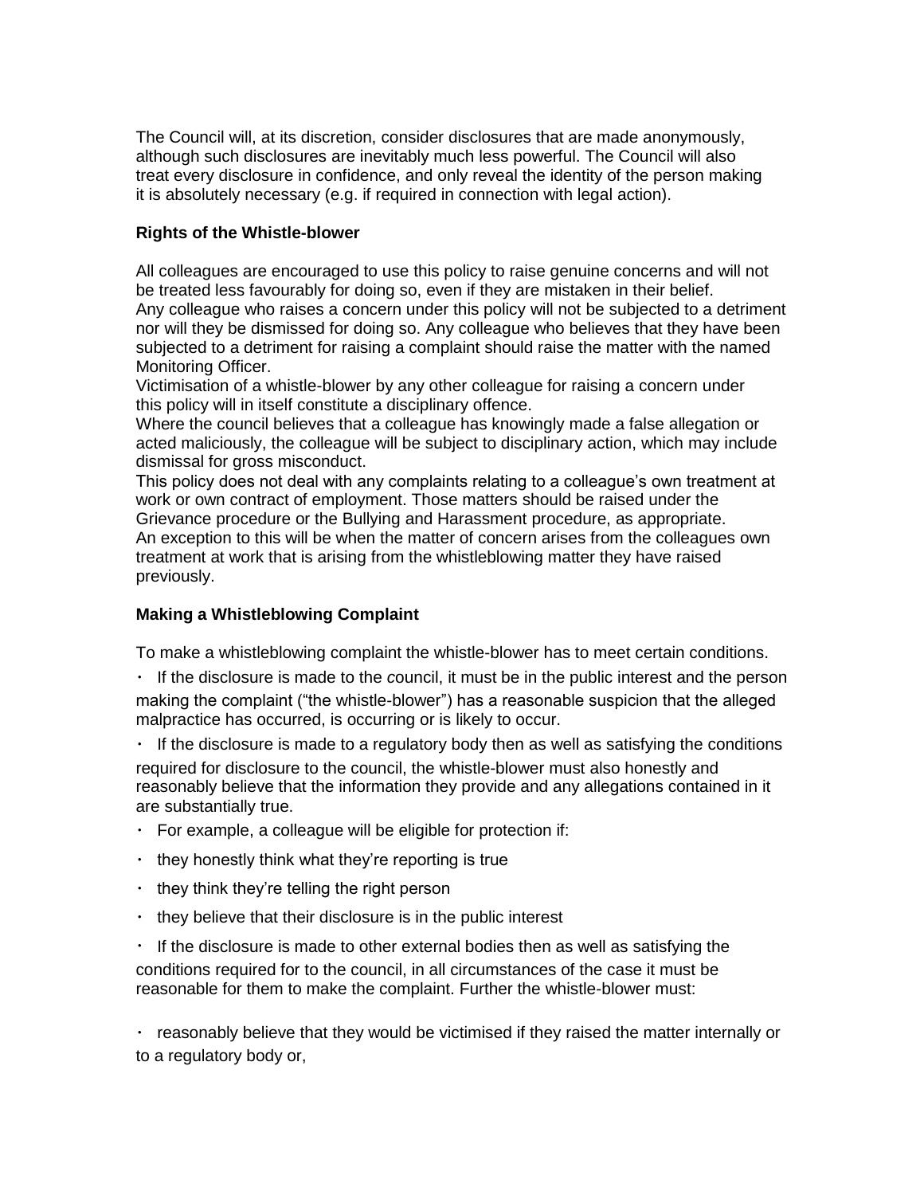The Council will, at its discretion, consider disclosures that are made anonymously, although such disclosures are inevitably much less powerful. The Council will also treat every disclosure in confidence, and only reveal the identity of the person making it is absolutely necessary (e.g. if required in connection with legal action).

**Rights of the Whistle-blower**

All colleagues are encouraged to use this policy to raise genuine concerns and will not be treated less favourably for doing so, even if they are mistaken in their belief.
Any colleague who raises a concern under this policy will not be subjected to a detriment nor will they be dismissed for doing so. Any colleague who believes that they have been subjected to a detriment for raising a complaint should raise the matter with the named Monitoring Officer.
Victimisation of a whistle-blower by any other colleague for raising a concern under this policy will in itself constitute a disciplinary offence.
Where the council believes that a colleague has knowingly made a false allegation or acted maliciously, the colleague will be subject to disciplinary action, which may include dismissal for gross misconduct.
This policy does not deal with any complaints relating to a colleague's own treatment at work or own contract of employment. Those matters should be raised under the Grievance procedure or the Bullying and Harassment procedure, as appropriate.
An exception to this will be when the matter of concern arises from the colleagues own treatment at work that is arising from the whistleblowing matter they have raised previously.

**Making a Whistleblowing Complaint**

To make a whistleblowing complaint the whistle-blower has to meet certain conditions.

- If the disclosure is made to the council, it must be in the public interest and the person making the complaint ("the whistle-blower") has a reasonable suspicion that the alleged malpractice has occurred, is occurring or is likely to occur.
- If the disclosure is made to a regulatory body then as well as satisfying the conditions required for disclosure to the council, the whistle-blower must also honestly and reasonably believe that the information they provide and any allegations contained in it are substantially true.
- For example, a colleague will be eligible for protection if:
- they honestly think what they're reporting is true
- they think they're telling the right person
- they believe that their disclosure is in the public interest
- If the disclosure is made to other external bodies then as well as satisfying the conditions required for to the council, in all circumstances of the case it must be reasonable for them to make the complaint. Further the whistle-blower must:

- reasonably believe that they would be victimised if they raised the matter internally or to a regulatory body or,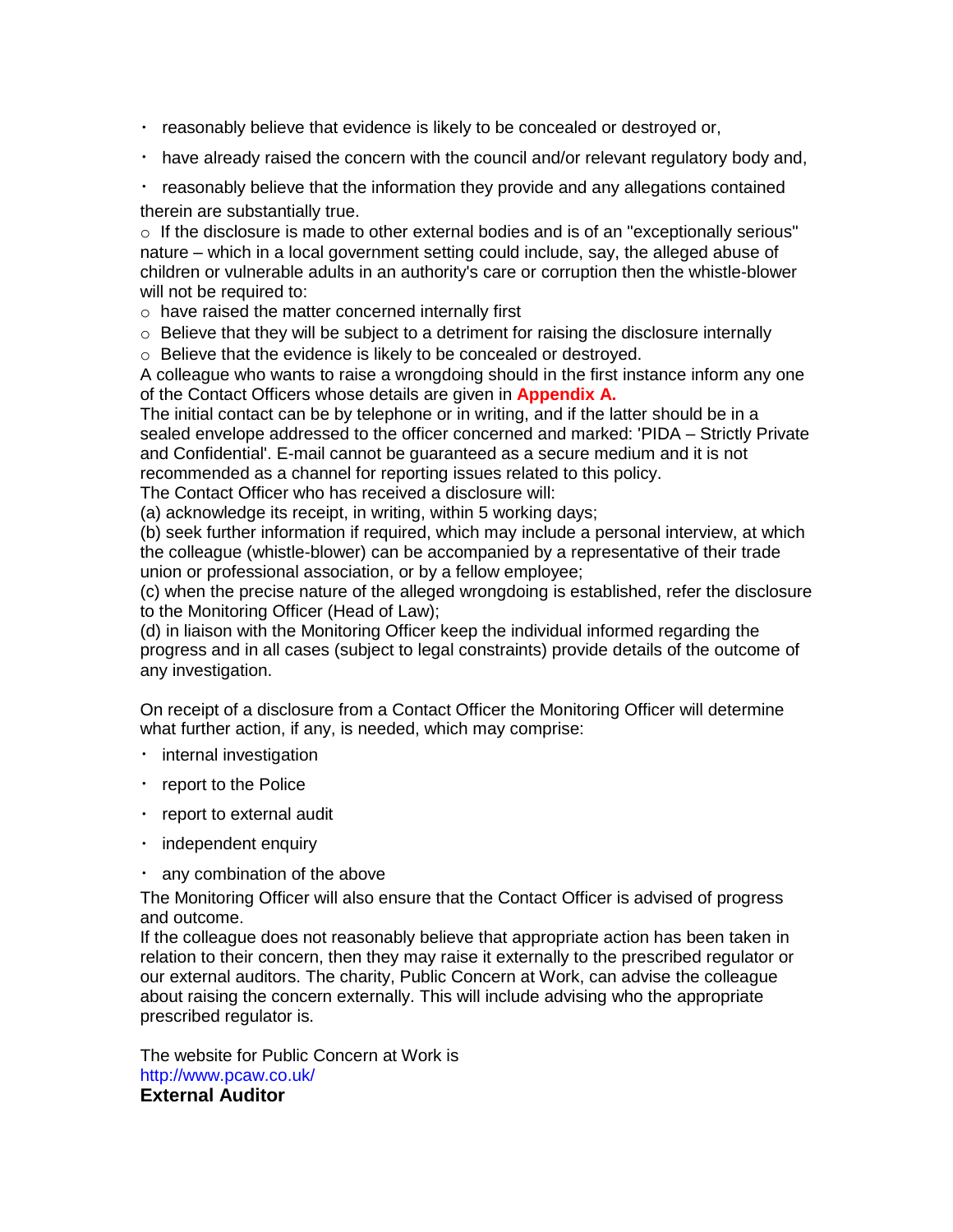- reasonably believe that evidence is likely to be concealed or destroyed or,
- have already raised the concern with the council and/or relevant regulatory body and,
- reasonably believe that the information they provide and any allegations contained therein are substantially true.

○ If the disclosure is made to other external bodies and is of an "exceptionally serious" nature – which in a local government setting could include, say, the alleged abuse of children or vulnerable adults in an authority's care or corruption then the whistle-blower will not be required to:

○ have raised the matter concerned internally first

○ Believe that they will be subject to a detriment for raising the disclosure internally

○ Believe that the evidence is likely to be concealed or destroyed.

A colleague who wants to raise a wrongdoing should in the first instance inform any one of the Contact Officers whose details are given in **Appendix A.**

The initial contact can be by telephone or in writing, and if the latter should be in a sealed envelope addressed to the officer concerned and marked: 'PIDA – Strictly Private and Confidential'. E-mail cannot be guaranteed as a secure medium and it is not recommended as a channel for reporting issues related to this policy.

The Contact Officer who has received a disclosure will:

(a) acknowledge its receipt, in writing, within 5 working days;

(b) seek further information if required, which may include a personal interview, at which the colleague (whistle-blower) can be accompanied by a representative of their trade union or professional association, or by a fellow employee;

(c) when the precise nature of the alleged wrongdoing is established, refer the disclosure to the Monitoring Officer (Head of Law);

(d) in liaison with the Monitoring Officer keep the individual informed regarding the progress and in all cases (subject to legal constraints) provide details of the outcome of any investigation.

On receipt of a disclosure from a Contact Officer the Monitoring Officer will determine what further action, if any, is needed, which may comprise:

- internal investigation
- report to the Police
- report to external audit
- independent enquiry
- any combination of the above

The Monitoring Officer will also ensure that the Contact Officer is advised of progress and outcome.

If the colleague does not reasonably believe that appropriate action has been taken in relation to their concern, then they may raise it externally to the prescribed regulator or our external auditors. The charity, Public Concern at Work, can advise the colleague about raising the concern externally. This will include advising who the appropriate prescribed regulator is.

The website for Public Concern at Work is
http://www.pcaw.co.uk/

**External Auditor**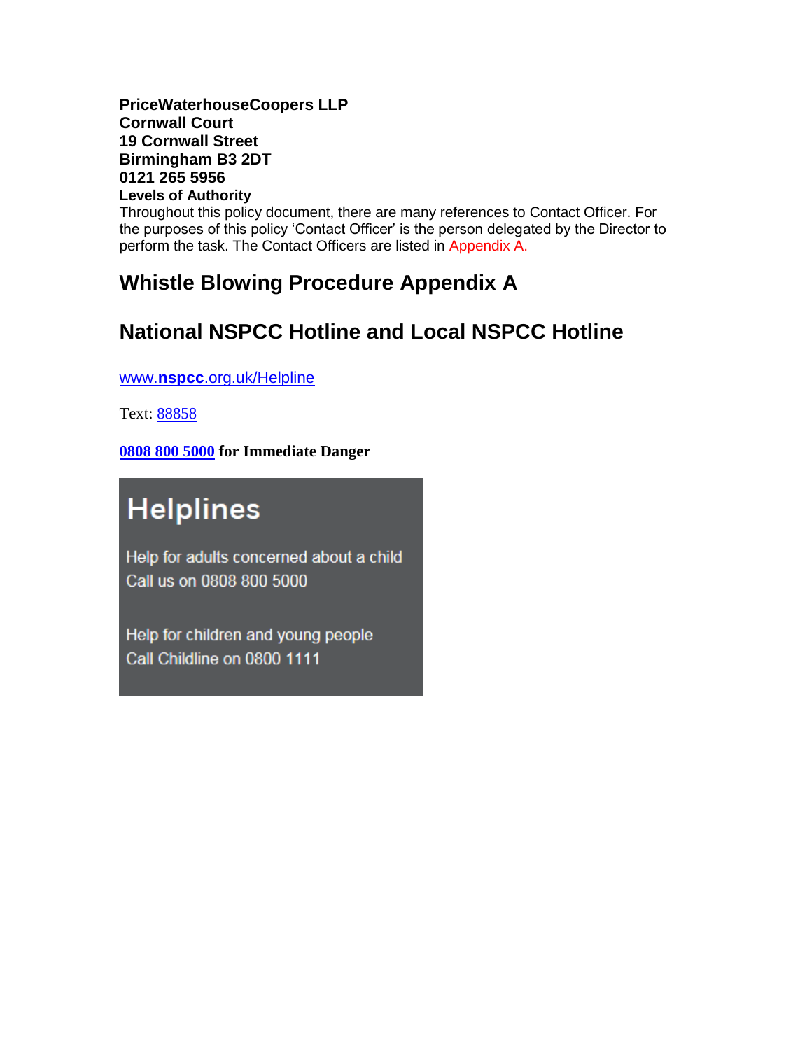**PriceWaterhouseCoopers LLP**
**Cornwall Court**
**19 Cornwall Street**
**Birmingham B3 2DT**
**0121 265 5956**

**Levels of Authority**

Throughout this policy document, there are many references to Contact Officer. For the purposes of this policy 'Contact Officer' is the person delegated by the Director to perform the task. The Contact Officers are listed in Appendix A.

## Whistle Blowing Procedure Appendix A

## National NSPCC Hotline and Local NSPCC Hotline

www.**nspcc**.org.uk/Helpline

Text: 88858

**0808 800 5000 for Immediate Danger**

# Helplines

Help for adults concerned about a child
Call us on 0808 800 5000

Help for children and young people
Call Childline on 0800 1111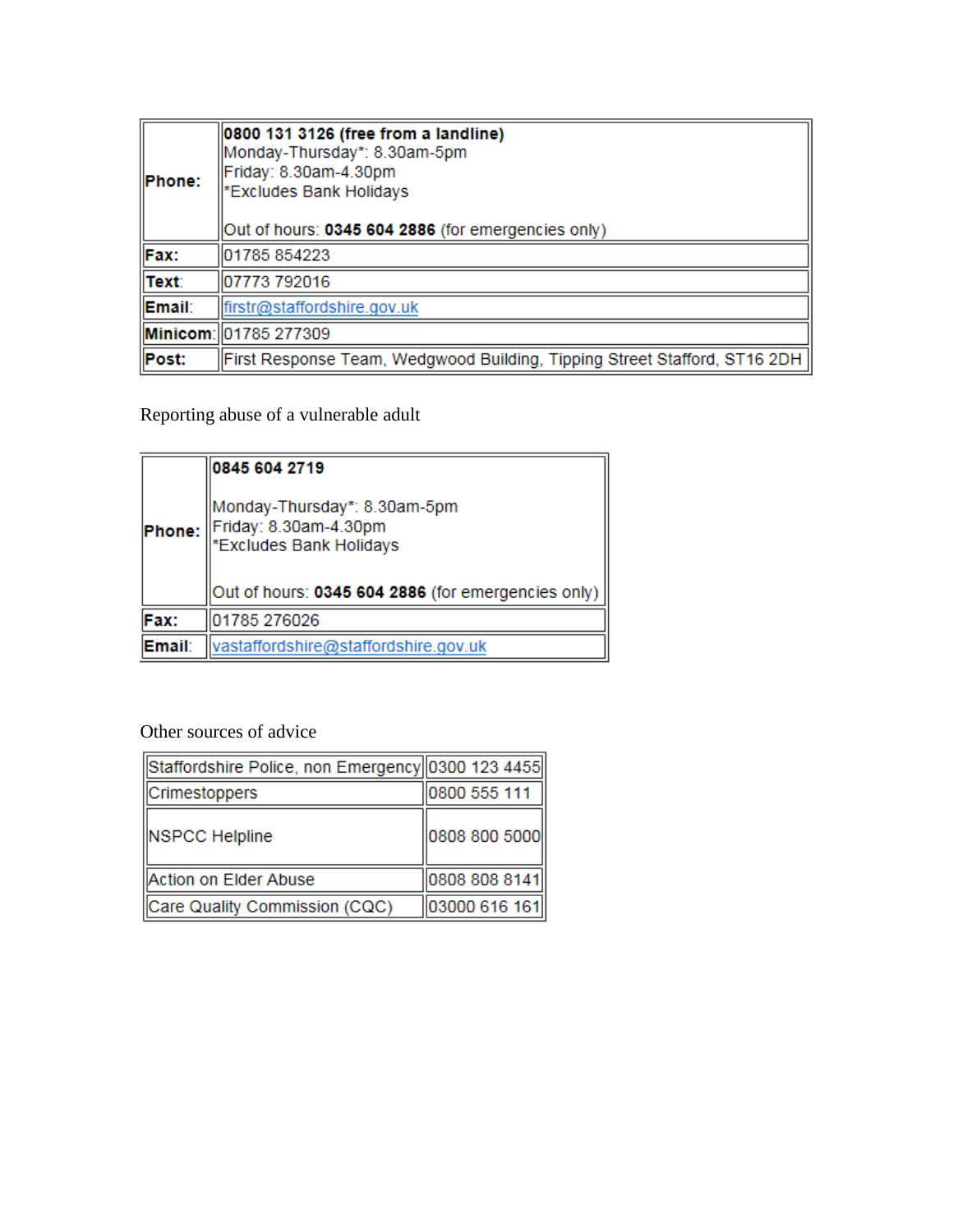| | |
|---|---|
| **Phone:** | **0800 131 3126 (free from a landline)**<br>Monday-Thursday*: 8.30am-5pm<br>Friday: 8.30am-4.30pm<br>*Excludes Bank Holidays<br><br>Out of hours: **0345 604 2886** (for emergencies only) |
| **Fax:** | 01785 854223 |
| **Text**: | 07773 792016 |
| **Email**: | firstr@staffordshire.gov.uk |
| **Minicom**: | 01785 277309 |
| **Post:** | First Response Team, Wedgwood Building, Tipping Street Stafford, ST16 2DH |

Reporting abuse of a vulnerable adult

| | |
|---|---|
| **Phone:** | **0845 604 2719**<br><br>Monday-Thursday*: 8.30am-5pm<br>Friday: 8.30am-4.30pm<br>*Excludes Bank Holidays<br><br>Out of hours: **0345 604 2886** (for emergencies only) |
| **Fax:** | 01785 276026 |
| **Email**: | vastaffordshire@staffordshire.gov.uk |

Other sources of advice

| | |
|---|---|
| Staffordshire Police, non Emergency | 0300 123 4455 |
| Crimestoppers | 0800 555 111 |
| NSPCC Helpline | 0808 800 5000 |
| Action on Elder Abuse | 0808 808 8141 |
| Care Quality Commission (CQC) | 03000 616 161 |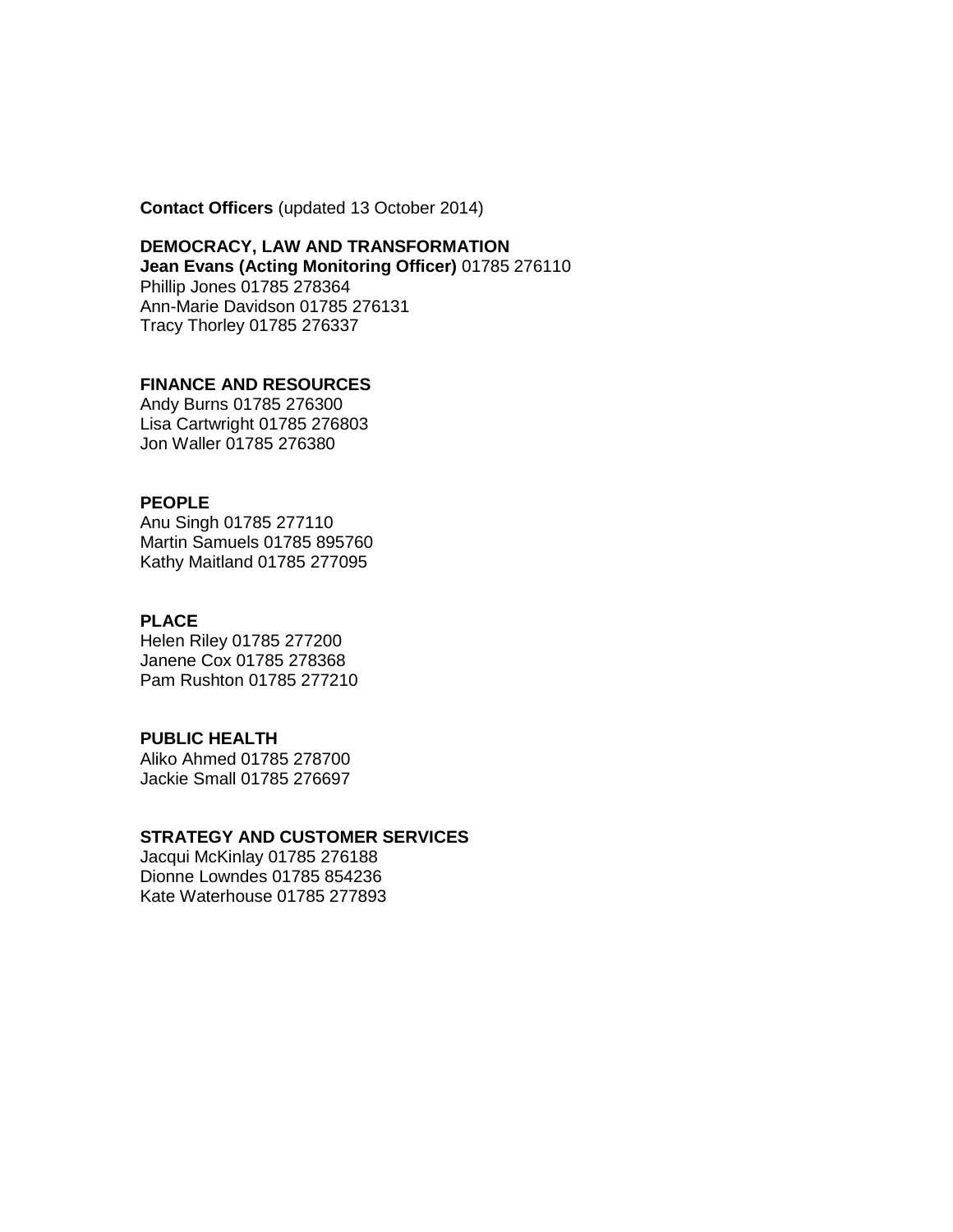**Contact Officers** (updated 13 October 2014)

**DEMOCRACY, LAW AND TRANSFORMATION**
**Jean Evans (Acting Monitoring Officer)** 01785 276110
Phillip Jones 01785 278364
Ann-Marie Davidson 01785 276131
Tracy Thorley 01785 276337

**FINANCE AND RESOURCES**
Andy Burns 01785 276300
Lisa Cartwright 01785 276803
Jon Waller 01785 276380

**PEOPLE**
Anu Singh 01785 277110
Martin Samuels 01785 895760
Kathy Maitland 01785 277095

**PLACE**
Helen Riley 01785 277200
Janene Cox 01785 278368
Pam Rushton 01785 277210

**PUBLIC HEALTH**
Aliko Ahmed 01785 278700
Jackie Small 01785 276697

**STRATEGY AND CUSTOMER SERVICES**
Jacqui McKinlay 01785 276188
Dionne Lowndes 01785 854236
Kate Waterhouse 01785 277893